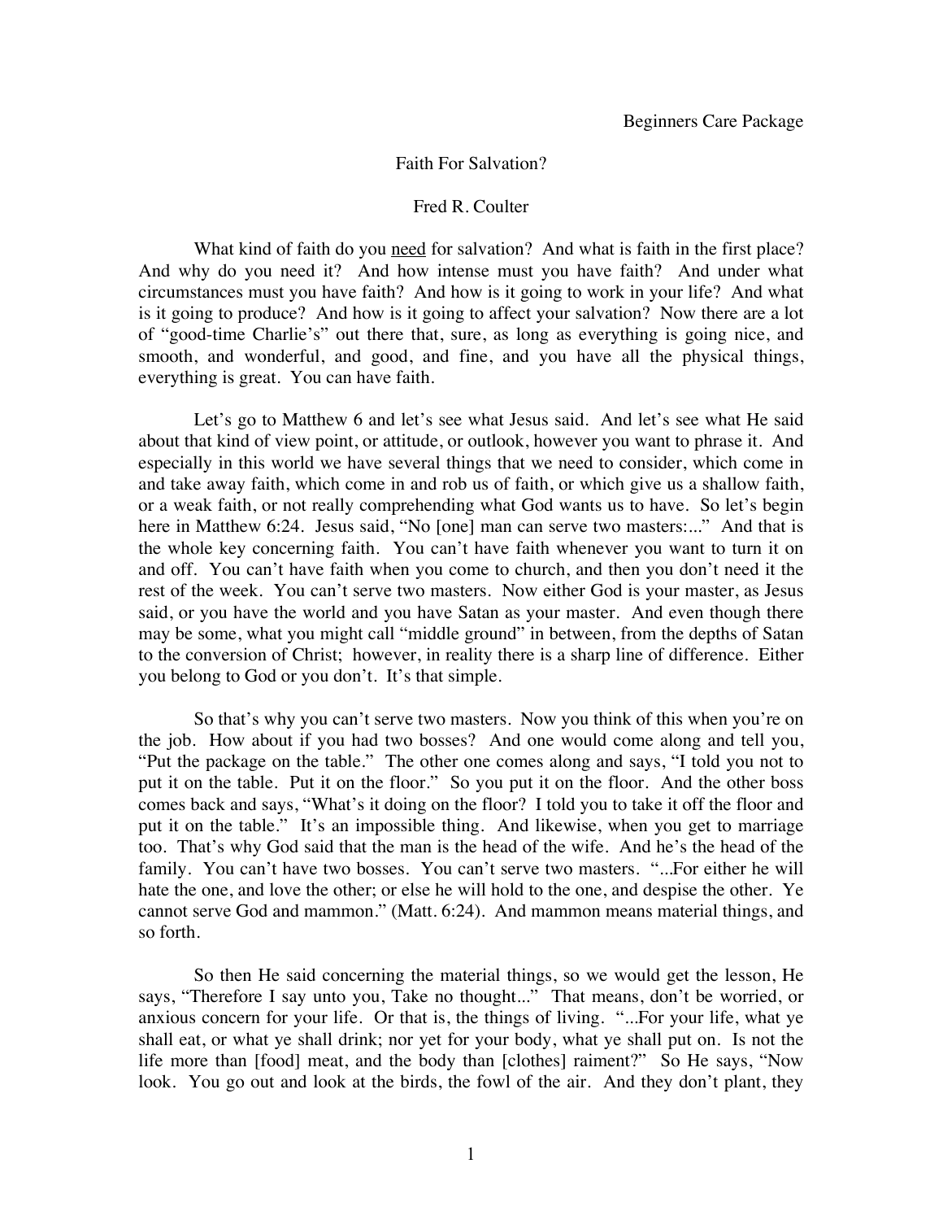Beginners Care Package

# Faith For Salvation?

Fred R. Coulter

What kind of faith do you <u>need</u> for salvation? And what is faith in the first place? And why do you need it? And how intense must you have faith? And under what circumstances must you have faith? And how is it going to work in your life? And what is it going to produce? And how is it going to affect your salvation? Now there are a lot of "good-time Charlie's" out there that, sure, as long as everything is going nice, and smooth, and wonderful, and good, and fine, and you have all the physical things, everything is great. You can have faith.

Let's go to Matthew 6 and let's see what Jesus said. And let's see what He said about that kind of view point, or attitude, or outlook, however you want to phrase it. And especially in this world we have several things that we need to consider, which come in and take away faith, which come in and rob us of faith, or which give us a shallow faith, or a weak faith, or not really comprehending what God wants us to have. So let's begin here in Matthew 6:24. Jesus said, "No [one] man can serve two masters:..." And that is the whole key concerning faith. You can't have faith whenever you want to turn it on and off. You can't have faith when you come to church, and then you don't need it the rest of the week. You can't serve two masters. Now either God is your master, as Jesus said, or you have the world and you have Satan as your master. And even though there may be some, what you might call "middle ground" in between, from the depths of Satan to the conversion of Christ; however, in reality there is a sharp line of difference. Either you belong to God or you don't. It's that simple.

So that's why you can't serve two masters. Now you think of this when you're on the job. How about if you had two bosses? And one would come along and tell you, "Put the package on the table." The other one comes along and says, "I told you not to put it on the table. Put it on the floor." So you put it on the floor. And the other boss comes back and says, "What's it doing on the floor? I told you to take it off the floor and put it on the table." It's an impossible thing. And likewise, when you get to marriage too. That's why God said that the man is the head of the wife. And he's the head of the family. You can't have two bosses. You can't serve two masters. "...For either he will hate the one, and love the other; or else he will hold to the one, and despise the other. Ye cannot serve God and mammon." (Matt. 6:24). And mammon means material things, and so forth.

So then He said concerning the material things, so we would get the lesson, He says, "Therefore I say unto you, Take no thought..." That means, don't be worried, or anxious concern for your life. Or that is, the things of living. "...For your life, what ye shall eat, or what ye shall drink; nor yet for your body, what ye shall put on. Is not the life more than [food] meat, and the body than [clothes] raiment?" So He says, "Now look. You go out and look at the birds, the fowl of the air. And they don't plant, they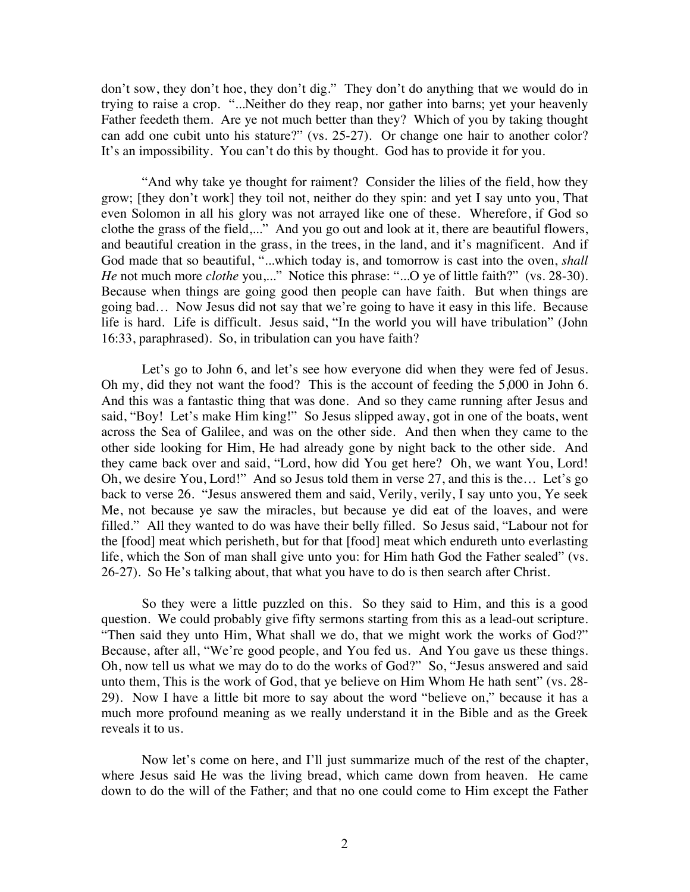don't sow, they don't hoe, they don't dig." They don't do anything that we would do in trying to raise a crop. "...Neither do they reap, nor gather into barns; yet your heavenly Father feedeth them. Are ye not much better than they? Which of you by taking thought can add one cubit unto his stature?" (vs. 25-27). Or change one hair to another color? It's an impossibility. You can't do this by thought. God has to provide it for you.

"And why take ye thought for raiment? Consider the lilies of the field, how they grow; [they don't work] they toil not, neither do they spin: and yet I say unto you, That even Solomon in all his glory was not arrayed like one of these. Wherefore, if God so clothe the grass of the field,..." And you go out and look at it, there are beautiful flowers, and beautiful creation in the grass, in the trees, in the land, and it's magnificent. And if God made that so beautiful, "...which today is, and tomorrow is cast into the oven, *shall He* not much more *clothe* you,..." Notice this phrase: "...O ye of little faith?" (vs. 28-30). Because when things are going good then people can have faith. But when things are going bad… Now Jesus did not say that we're going to have it easy in this life. Because life is hard. Life is difficult. Jesus said, "In the world you will have tribulation" (John 16:33, paraphrased). So, in tribulation can you have faith?

Let's go to John 6, and let's see how everyone did when they were fed of Jesus. Oh my, did they not want the food? This is the account of feeding the 5,000 in John 6. And this was a fantastic thing that was done. And so they came running after Jesus and said, "Boy! Let's make Him king!" So Jesus slipped away, got in one of the boats, went across the Sea of Galilee, and was on the other side. And then when they came to the other side looking for Him, He had already gone by night back to the other side. And they came back over and said, "Lord, how did You get here? Oh, we want You, Lord! Oh, we desire You, Lord!" And so Jesus told them in verse 27, and this is the… Let's go back to verse 26. "Jesus answered them and said, Verily, verily, I say unto you, Ye seek Me, not because ye saw the miracles, but because ye did eat of the loaves, and were filled." All they wanted to do was have their belly filled. So Jesus said, "Labour not for the [food] meat which perisheth, but for that [food] meat which endureth unto everlasting life, which the Son of man shall give unto you: for Him hath God the Father sealed" (vs. 26-27). So He's talking about, that what you have to do is then search after Christ.

So they were a little puzzled on this. So they said to Him, and this is a good question. We could probably give fifty sermons starting from this as a lead-out scripture. "Then said they unto Him, What shall we do, that we might work the works of God?" Because, after all, "We're good people, and You fed us. And You gave us these things. Oh, now tell us what we may do to do the works of God?" So, "Jesus answered and said unto them, This is the work of God, that ye believe on Him Whom He hath sent" (vs. 28-29). Now I have a little bit more to say about the word "believe on," because it has a much more profound meaning as we really understand it in the Bible and as the Greek reveals it to us.

Now let's come on here, and I'll just summarize much of the rest of the chapter, where Jesus said He was the living bread, which came down from heaven. He came down to do the will of the Father; and that no one could come to Him except the Father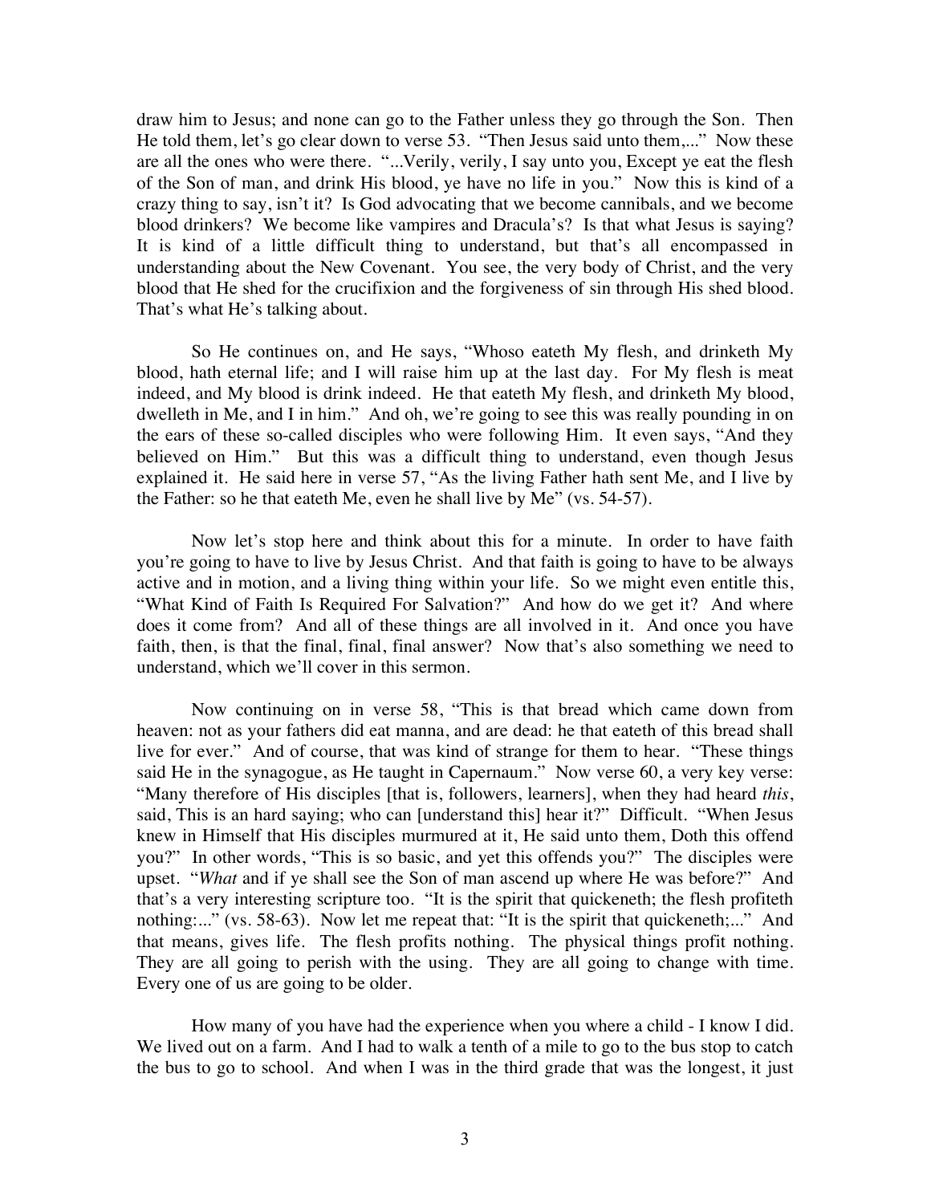draw him to Jesus; and none can go to the Father unless they go through the Son. Then He told them, let's go clear down to verse 53. "Then Jesus said unto them,..." Now these are all the ones who were there. "...Verily, verily, I say unto you, Except ye eat the flesh of the Son of man, and drink His blood, ye have no life in you." Now this is kind of a crazy thing to say, isn't it? Is God advocating that we become cannibals, and we become blood drinkers? We become like vampires and Dracula's? Is that what Jesus is saying? It is kind of a little difficult thing to understand, but that's all encompassed in understanding about the New Covenant. You see, the very body of Christ, and the very blood that He shed for the crucifixion and the forgiveness of sin through His shed blood. That's what He's talking about.

So He continues on, and He says, "Whoso eateth My flesh, and drinketh My blood, hath eternal life; and I will raise him up at the last day. For My flesh is meat indeed, and My blood is drink indeed. He that eateth My flesh, and drinketh My blood, dwelleth in Me, and I in him." And oh, we're going to see this was really pounding in on the ears of these so-called disciples who were following Him. It even says, "And they believed on Him." But this was a difficult thing to understand, even though Jesus explained it. He said here in verse 57, "As the living Father hath sent Me, and I live by the Father: so he that eateth Me, even he shall live by Me" (vs. 54-57).

Now let's stop here and think about this for a minute. In order to have faith you're going to have to live by Jesus Christ. And that faith is going to have to be always active and in motion, and a living thing within your life. So we might even entitle this, "What Kind of Faith Is Required For Salvation?" And how do we get it? And where does it come from? And all of these things are all involved in it. And once you have faith, then, is that the final, final, final answer? Now that's also something we need to understand, which we'll cover in this sermon.

Now continuing on in verse 58, "This is that bread which came down from heaven: not as your fathers did eat manna, and are dead: he that eateth of this bread shall live for ever." And of course, that was kind of strange for them to hear. "These things said He in the synagogue, as He taught in Capernaum." Now verse 60, a very key verse: "Many therefore of His disciples [that is, followers, learners], when they had heard *this*, said, This is an hard saying; who can [understand this] hear it?" Difficult. "When Jesus knew in Himself that His disciples murmured at it, He said unto them, Doth this offend you?" In other words, "This is so basic, and yet this offends you?" The disciples were upset. "*What* and if ye shall see the Son of man ascend up where He was before?" And that's a very interesting scripture too. "It is the spirit that quickeneth; the flesh profiteth nothing:..." (vs. 58-63). Now let me repeat that: "It is the spirit that quickeneth;..." And that means, gives life. The flesh profits nothing. The physical things profit nothing. They are all going to perish with the using. They are all going to change with time. Every one of us are going to be older.

How many of you have had the experience when you where a child - I know I did. We lived out on a farm. And I had to walk a tenth of a mile to go to the bus stop to catch the bus to go to school. And when I was in the third grade that was the longest, it just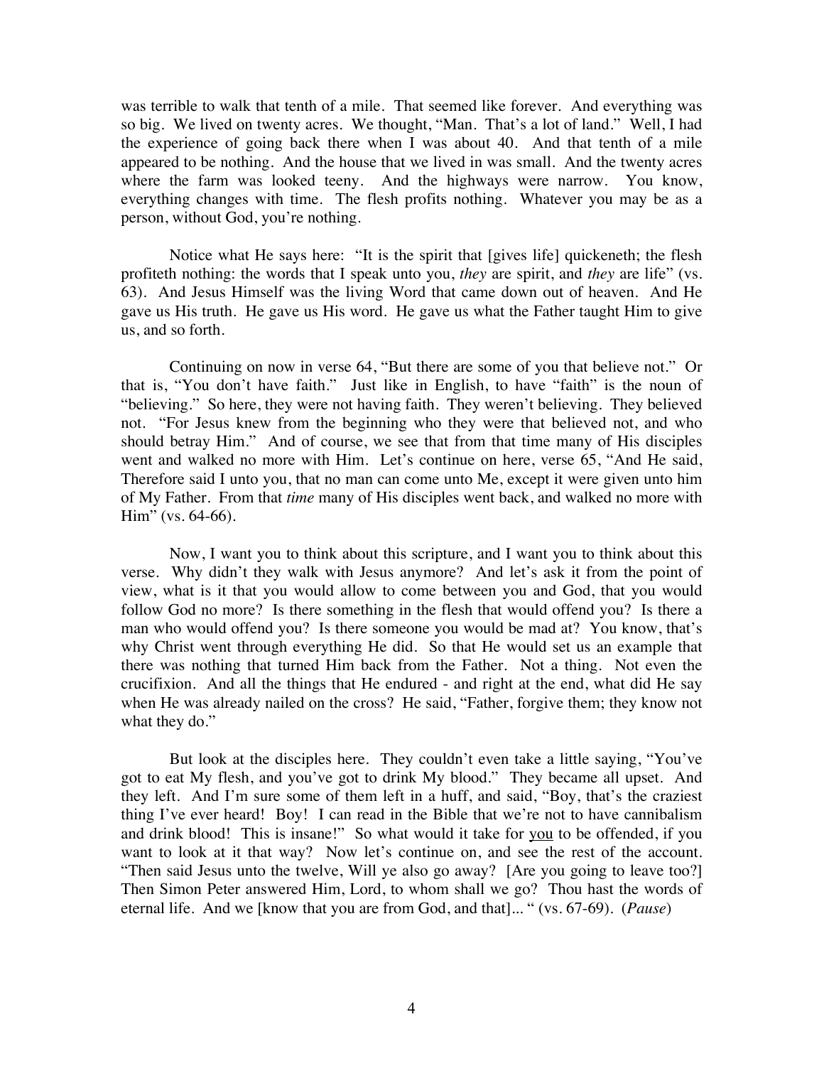was terrible to walk that tenth of a mile. That seemed like forever. And everything was so big. We lived on twenty acres. We thought, "Man. That's a lot of land." Well, I had the experience of going back there when I was about 40. And that tenth of a mile appeared to be nothing. And the house that we lived in was small. And the twenty acres where the farm was looked teeny. And the highways were narrow. You know, everything changes with time. The flesh profits nothing. Whatever you may be as a person, without God, you're nothing.

Notice what He says here: "It is the spirit that [gives life] quickeneth; the flesh profiteth nothing: the words that I speak unto you, *they* are spirit, and *they* are life" (vs. 63). And Jesus Himself was the living Word that came down out of heaven. And He gave us His truth. He gave us His word. He gave us what the Father taught Him to give us, and so forth.

Continuing on now in verse 64, "But there are some of you that believe not." Or that is, "You don't have faith." Just like in English, to have "faith" is the noun of "believing." So here, they were not having faith. They weren't believing. They believed not. "For Jesus knew from the beginning who they were that believed not, and who should betray Him." And of course, we see that from that time many of His disciples went and walked no more with Him. Let's continue on here, verse 65, "And He said, Therefore said I unto you, that no man can come unto Me, except it were given unto him of My Father. From that *time* many of His disciples went back, and walked no more with Him" (vs. 64-66).

Now, I want you to think about this scripture, and I want you to think about this verse. Why didn't they walk with Jesus anymore? And let's ask it from the point of view, what is it that you would allow to come between you and God, that you would follow God no more? Is there something in the flesh that would offend you? Is there a man who would offend you? Is there someone you would be mad at? You know, that's why Christ went through everything He did. So that He would set us an example that there was nothing that turned Him back from the Father. Not a thing. Not even the crucifixion. And all the things that He endured - and right at the end, what did He say when He was already nailed on the cross? He said, "Father, forgive them; they know not what they do."

But look at the disciples here. They couldn't even take a little saying, "You've got to eat My flesh, and you've got to drink My blood." They became all upset. And they left. And I'm sure some of them left in a huff, and said, "Boy, that's the craziest thing I've ever heard! Boy! I can read in the Bible that we're not to have cannibalism and drink blood! This is insane!" So what would it take for <u>you</u> to be offended, if you want to look at it that way? Now let's continue on, and see the rest of the account. "Then said Jesus unto the twelve, Will ye also go away? [Are you going to leave too?] Then Simon Peter answered Him, Lord, to whom shall we go? Thou hast the words of eternal life. And we [know that you are from God, and that]... " (vs. 67-69). (*Pause*)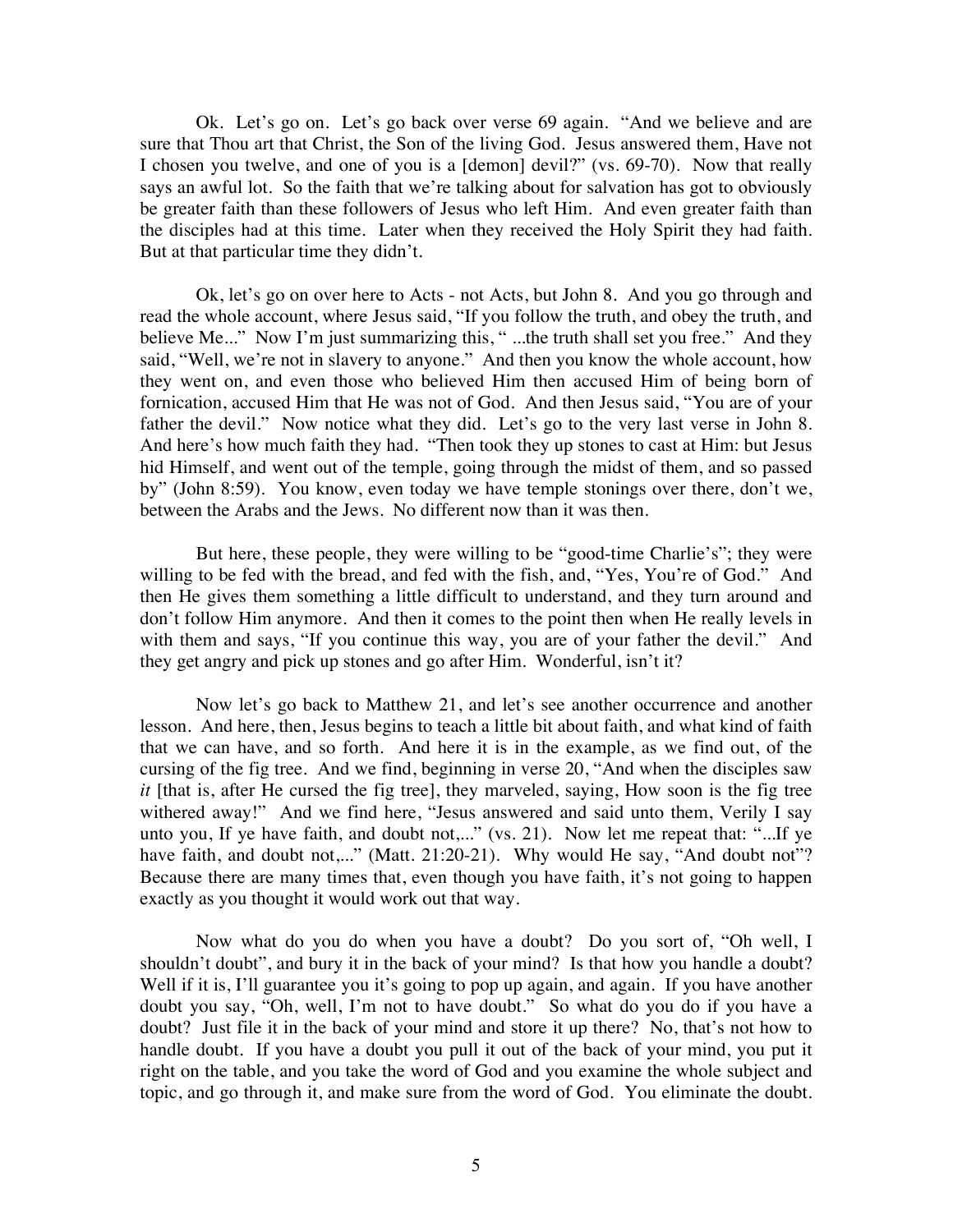Ok. Let's go on. Let's go back over verse 69 again. "And we believe and are sure that Thou art that Christ, the Son of the living God. Jesus answered them, Have not I chosen you twelve, and one of you is a [demon] devil?" (vs. 69-70). Now that really says an awful lot. So the faith that we're talking about for salvation has got to obviously be greater faith than these followers of Jesus who left Him. And even greater faith than the disciples had at this time. Later when they received the Holy Spirit they had faith. But at that particular time they didn't.

Ok, let's go on over here to Acts - not Acts, but John 8. And you go through and read the whole account, where Jesus said, "If you follow the truth, and obey the truth, and believe Me..." Now I'm just summarizing this, " ...the truth shall set you free." And they said, "Well, we're not in slavery to anyone." And then you know the whole account, how they went on, and even those who believed Him then accused Him of being born of fornication, accused Him that He was not of God. And then Jesus said, "You are of your father the devil." Now notice what they did. Let's go to the very last verse in John 8. And here's how much faith they had. "Then took they up stones to cast at Him: but Jesus hid Himself, and went out of the temple, going through the midst of them, and so passed by" (John 8:59). You know, even today we have temple stonings over there, don't we, between the Arabs and the Jews. No different now than it was then.

But here, these people, they were willing to be "good-time Charlie's"; they were willing to be fed with the bread, and fed with the fish, and, "Yes, You're of God." And then He gives them something a little difficult to understand, and they turn around and don't follow Him anymore. And then it comes to the point then when He really levels in with them and says, "If you continue this way, you are of your father the devil." And they get angry and pick up stones and go after Him. Wonderful, isn't it?

Now let's go back to Matthew 21, and let's see another occurrence and another lesson. And here, then, Jesus begins to teach a little bit about faith, and what kind of faith that we can have, and so forth. And here it is in the example, as we find out, of the cursing of the fig tree. And we find, beginning in verse 20, "And when the disciples saw *it* [that is, after He cursed the fig tree], they marveled, saying, How soon is the fig tree withered away!" And we find here, "Jesus answered and said unto them, Verily I say unto you, If ye have faith, and doubt not,..." (vs. 21). Now let me repeat that: "...If ye have faith, and doubt not,..." (Matt. 21:20-21). Why would He say, "And doubt not"? Because there are many times that, even though you have faith, it's not going to happen exactly as you thought it would work out that way.

Now what do you do when you have a doubt? Do you sort of, "Oh well, I shouldn't doubt", and bury it in the back of your mind? Is that how you handle a doubt? Well if it is, I'll guarantee you it's going to pop up again, and again. If you have another doubt you say, "Oh, well, I'm not to have doubt." So what do you do if you have a doubt? Just file it in the back of your mind and store it up there? No, that's not how to handle doubt. If you have a doubt you pull it out of the back of your mind, you put it right on the table, and you take the word of God and you examine the whole subject and topic, and go through it, and make sure from the word of God. You eliminate the doubt.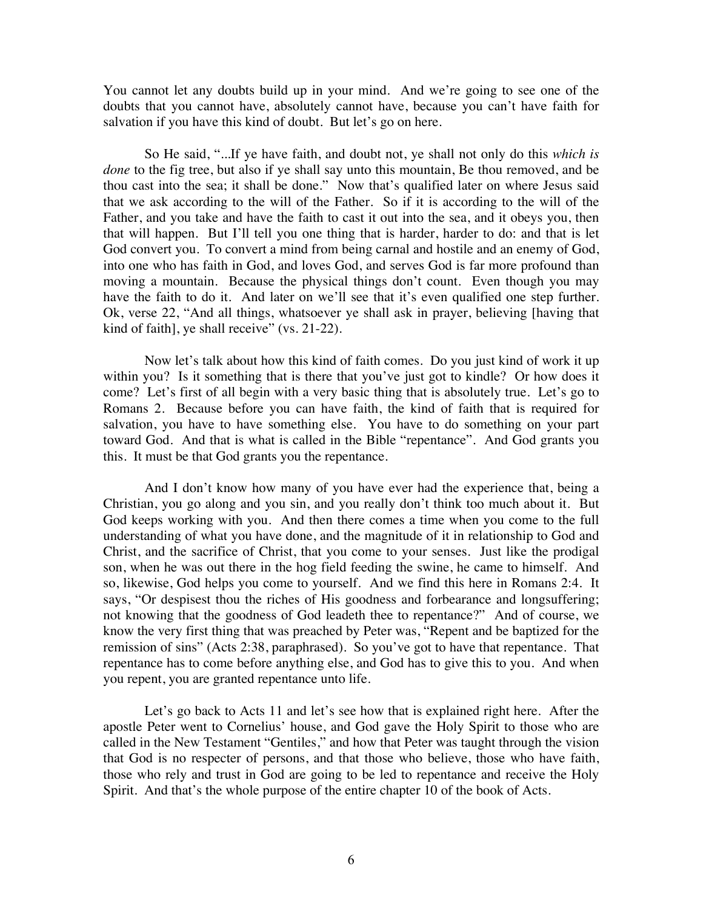You cannot let any doubts build up in your mind. And we're going to see one of the doubts that you cannot have, absolutely cannot have, because you can't have faith for salvation if you have this kind of doubt. But let's go on here.

So He said, "...If ye have faith, and doubt not, ye shall not only do this *which is done* to the fig tree, but also if ye shall say unto this mountain, Be thou removed, and be thou cast into the sea; it shall be done." Now that's qualified later on where Jesus said that we ask according to the will of the Father. So if it is according to the will of the Father, and you take and have the faith to cast it out into the sea, and it obeys you, then that will happen. But I'll tell you one thing that is harder, harder to do: and that is let God convert you. To convert a mind from being carnal and hostile and an enemy of God, into one who has faith in God, and loves God, and serves God is far more profound than moving a mountain. Because the physical things don't count. Even though you may have the faith to do it. And later on we'll see that it's even qualified one step further. Ok, verse 22, "And all things, whatsoever ye shall ask in prayer, believing [having that kind of faith], ye shall receive" (vs. 21-22).

Now let's talk about how this kind of faith comes. Do you just kind of work it up within you? Is it something that is there that you've just got to kindle? Or how does it come? Let's first of all begin with a very basic thing that is absolutely true. Let's go to Romans 2. Because before you can have faith, the kind of faith that is required for salvation, you have to have something else. You have to do something on your part toward God. And that is what is called in the Bible "repentance". And God grants you this. It must be that God grants you the repentance.

And I don't know how many of you have ever had the experience that, being a Christian, you go along and you sin, and you really don't think too much about it. But God keeps working with you. And then there comes a time when you come to the full understanding of what you have done, and the magnitude of it in relationship to God and Christ, and the sacrifice of Christ, that you come to your senses. Just like the prodigal son, when he was out there in the hog field feeding the swine, he came to himself. And so, likewise, God helps you come to yourself. And we find this here in Romans 2:4. It says, "Or despisest thou the riches of His goodness and forbearance and longsuffering; not knowing that the goodness of God leadeth thee to repentance?" And of course, we know the very first thing that was preached by Peter was, "Repent and be baptized for the remission of sins" (Acts 2:38, paraphrased). So you've got to have that repentance. That repentance has to come before anything else, and God has to give this to you. And when you repent, you are granted repentance unto life.

Let's go back to Acts 11 and let's see how that is explained right here. After the apostle Peter went to Cornelius' house, and God gave the Holy Spirit to those who are called in the New Testament "Gentiles," and how that Peter was taught through the vision that God is no respecter of persons, and that those who believe, those who have faith, those who rely and trust in God are going to be led to repentance and receive the Holy Spirit. And that's the whole purpose of the entire chapter 10 of the book of Acts.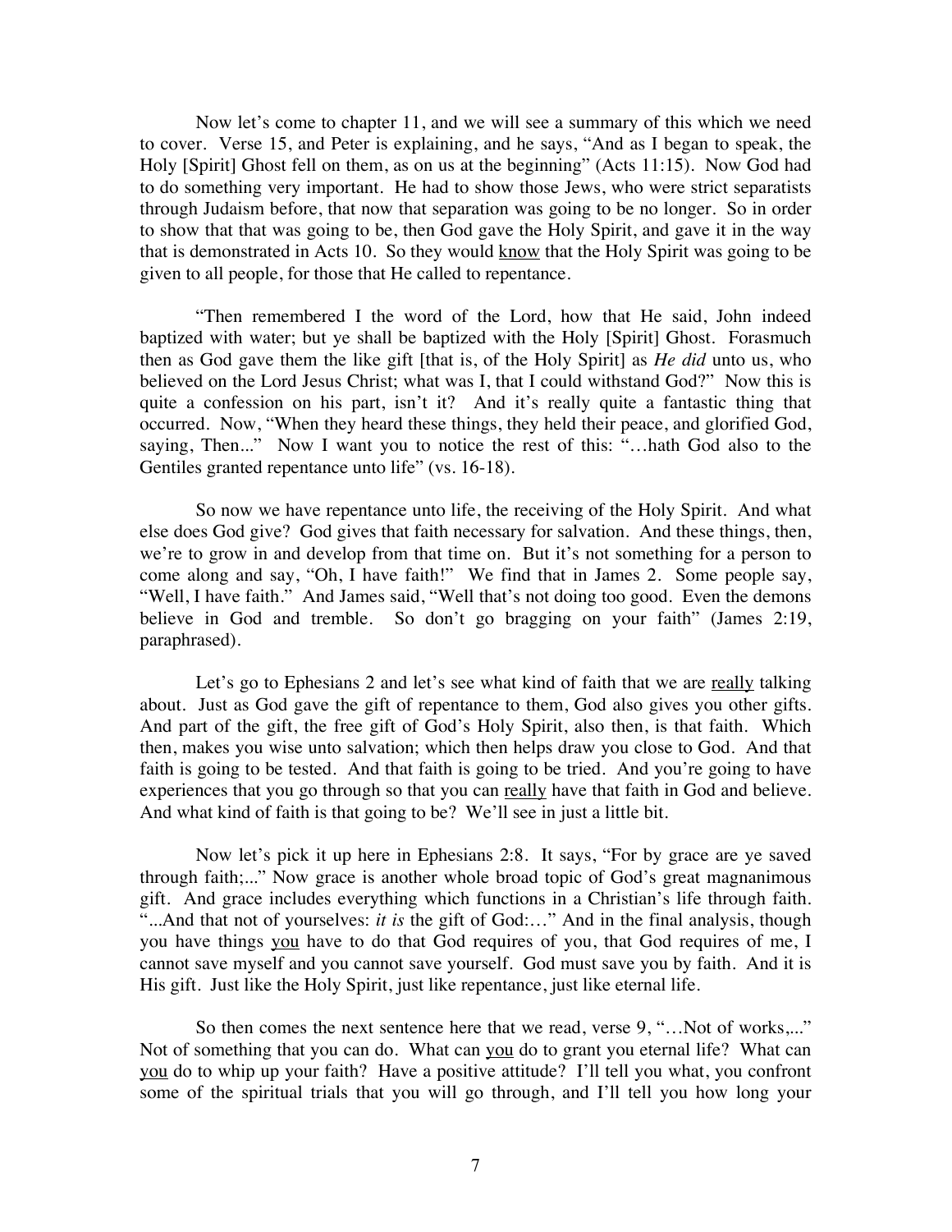Now let's come to chapter 11, and we will see a summary of this which we need to cover. Verse 15, and Peter is explaining, and he says, "And as I began to speak, the Holy [Spirit] Ghost fell on them, as on us at the beginning" (Acts 11:15). Now God had to do something very important. He had to show those Jews, who were strict separatists through Judaism before, that now that separation was going to be no longer. So in order to show that that was going to be, then God gave the Holy Spirit, and gave it in the way that is demonstrated in Acts 10. So they would <u>know</u> that the Holy Spirit was going to be given to all people, for those that He called to repentance.

"Then remembered I the word of the Lord, how that He said, John indeed baptized with water; but ye shall be baptized with the Holy [Spirit] Ghost. Forasmuch then as God gave them the like gift [that is, of the Holy Spirit] as *He did* unto us, who believed on the Lord Jesus Christ; what was I, that I could withstand God?" Now this is quite a confession on his part, isn't it? And it's really quite a fantastic thing that occurred. Now, "When they heard these things, they held their peace, and glorified God, saying, Then..." Now I want you to notice the rest of this: "…hath God also to the Gentiles granted repentance unto life" (vs. 16-18).

So now we have repentance unto life, the receiving of the Holy Spirit. And what else does God give? God gives that faith necessary for salvation. And these things, then, we're to grow in and develop from that time on. But it's not something for a person to come along and say, "Oh, I have faith!" We find that in James 2. Some people say, "Well, I have faith." And James said, "Well that's not doing too good. Even the demons believe in God and tremble. So don't go bragging on your faith" (James 2:19, paraphrased).

Let's go to Ephesians 2 and let's see what kind of faith that we are <u>really</u> talking about. Just as God gave the gift of repentance to them, God also gives you other gifts. And part of the gift, the free gift of God's Holy Spirit, also then, is that faith. Which then, makes you wise unto salvation; which then helps draw you close to God. And that faith is going to be tested. And that faith is going to be tried. And you're going to have experiences that you go through so that you can <u>really</u> have that faith in God and believe. And what kind of faith is that going to be? We'll see in just a little bit.

Now let's pick it up here in Ephesians 2:8. It says, "For by grace are ye saved through faith;..." Now grace is another whole broad topic of God's great magnanimous gift. And grace includes everything which functions in a Christian's life through faith. "...And that not of yourselves: *it is* the gift of God:…" And in the final analysis, though you have things <u>you</u> have to do that God requires of you, that God requires of me, I cannot save myself and you cannot save yourself. God must save you by faith. And it is His gift. Just like the Holy Spirit, just like repentance, just like eternal life.

So then comes the next sentence here that we read, verse 9, "…Not of works,..." Not of something that you can do. What can <u>you</u> do to grant you eternal life? What can <u>you</u> do to whip up your faith? Have a positive attitude? I'll tell you what, you confront some of the spiritual trials that you will go through, and I'll tell you how long your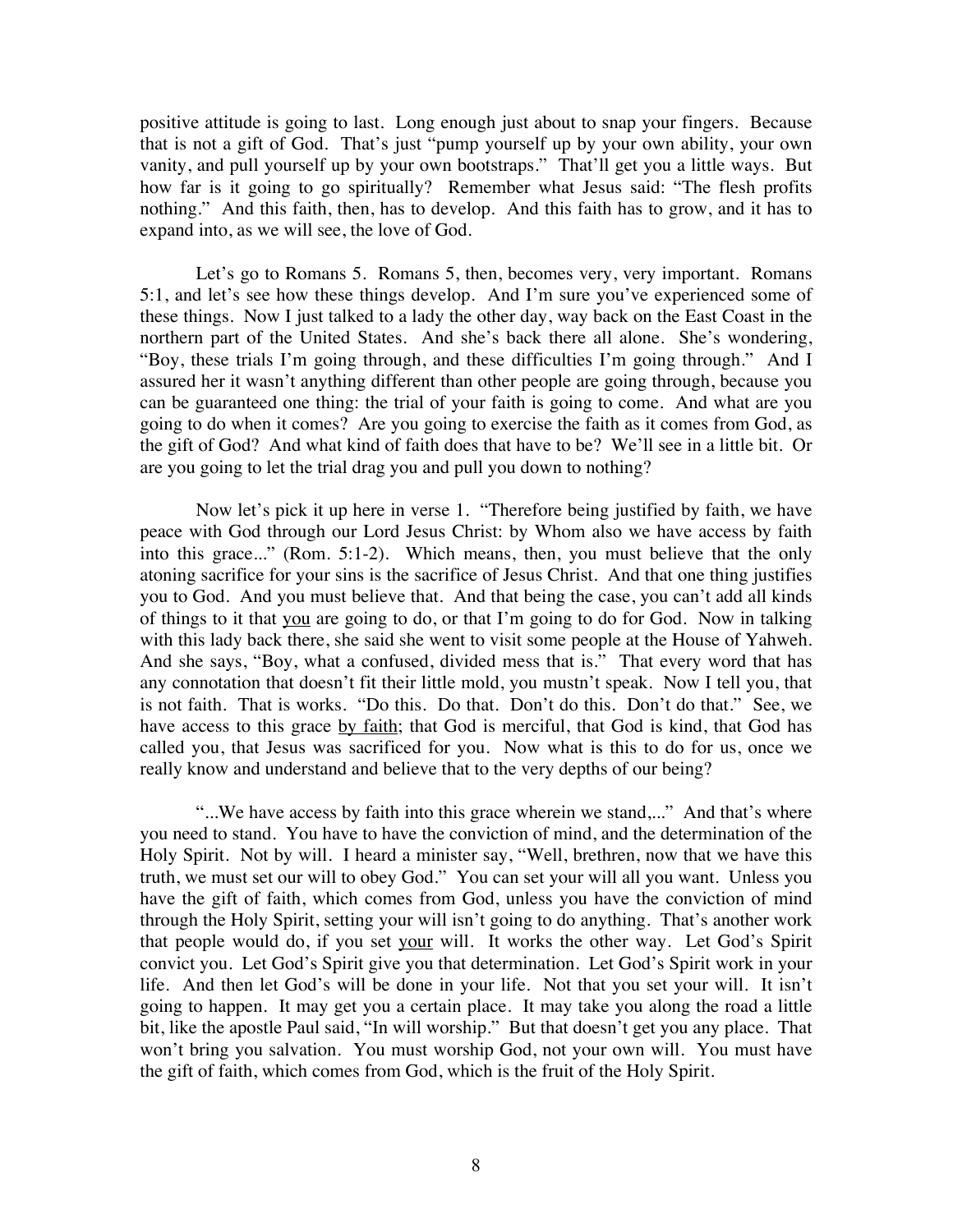positive attitude is going to last. Long enough just about to snap your fingers. Because that is not a gift of God. That's just "pump yourself up by your own ability, your own vanity, and pull yourself up by your own bootstraps." That'll get you a little ways. But how far is it going to go spiritually? Remember what Jesus said: "The flesh profits nothing." And this faith, then, has to develop. And this faith has to grow, and it has to expand into, as we will see, the love of God.

Let's go to Romans 5. Romans 5, then, becomes very, very important. Romans 5:1, and let's see how these things develop. And I'm sure you've experienced some of these things. Now I just talked to a lady the other day, way back on the East Coast in the northern part of the United States. And she's back there all alone. She's wondering, "Boy, these trials I'm going through, and these difficulties I'm going through." And I assured her it wasn't anything different than other people are going through, because you can be guaranteed one thing: the trial of your faith is going to come. And what are you going to do when it comes? Are you going to exercise the faith as it comes from God, as the gift of God? And what kind of faith does that have to be? We'll see in a little bit. Or are you going to let the trial drag you and pull you down to nothing?

Now let's pick it up here in verse 1. "Therefore being justified by faith, we have peace with God through our Lord Jesus Christ: by Whom also we have access by faith into this grace..." (Rom. 5:1-2). Which means, then, you must believe that the only atoning sacrifice for your sins is the sacrifice of Jesus Christ. And that one thing justifies you to God. And you must believe that. And that being the case, you can't add all kinds of things to it that <u>you</u> are going to do, or that I'm going to do for God. Now in talking with this lady back there, she said she went to visit some people at the House of Yahweh. And she says, "Boy, what a confused, divided mess that is." That every word that has any connotation that doesn't fit their little mold, you mustn't speak. Now I tell you, that is not faith. That is works. "Do this. Do that. Don't do this. Don't do that." See, we have access to this grace <u>by faith</u>; that God is merciful, that God is kind, that God has called you, that Jesus was sacrificed for you. Now what is this to do for us, once we really know and understand and believe that to the very depths of our being?

"...We have access by faith into this grace wherein we stand,..." And that's where you need to stand. You have to have the conviction of mind, and the determination of the Holy Spirit. Not by will. I heard a minister say, "Well, brethren, now that we have this truth, we must set our will to obey God." You can set your will all you want. Unless you have the gift of faith, which comes from God, unless you have the conviction of mind through the Holy Spirit, setting your will isn't going to do anything. That's another work that people would do, if you set <u>your</u> will. It works the other way. Let God's Spirit convict you. Let God's Spirit give you that determination. Let God's Spirit work in your life. And then let God's will be done in your life. Not that you set your will. It isn't going to happen. It may get you a certain place. It may take you along the road a little bit, like the apostle Paul said, "In will worship." But that doesn't get you any place. That won't bring you salvation. You must worship God, not your own will. You must have the gift of faith, which comes from God, which is the fruit of the Holy Spirit.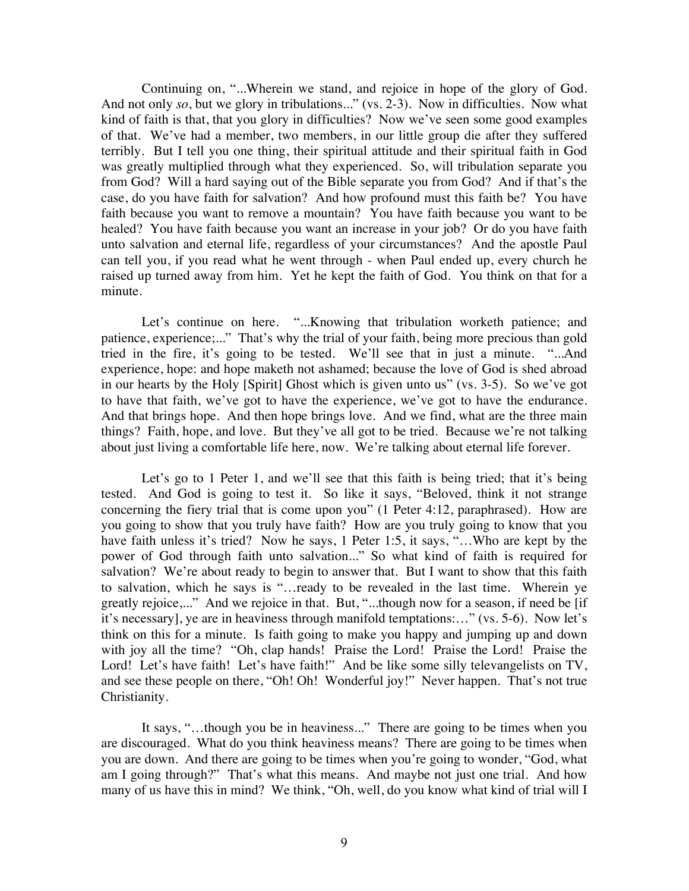Continuing on, "...Wherein we stand, and rejoice in hope of the glory of God. And not only *so*, but we glory in tribulations..." (vs. 2-3). Now in difficulties. Now what kind of faith is that, that you glory in difficulties? Now we've seen some good examples of that. We've had a member, two members, in our little group die after they suffered terribly. But I tell you one thing, their spiritual attitude and their spiritual faith in God was greatly multiplied through what they experienced. So, will tribulation separate you from God? Will a hard saying out of the Bible separate you from God? And if that's the case, do you have faith for salvation? And how profound must this faith be? You have faith because you want to remove a mountain? You have faith because you want to be healed? You have faith because you want an increase in your job? Or do you have faith unto salvation and eternal life, regardless of your circumstances? And the apostle Paul can tell you, if you read what he went through - when Paul ended up, every church he raised up turned away from him. Yet he kept the faith of God. You think on that for a minute.

Let's continue on here. "...Knowing that tribulation worketh patience; and patience, experience;..." That's why the trial of your faith, being more precious than gold tried in the fire, it's going to be tested. We'll see that in just a minute. "...And experience, hope: and hope maketh not ashamed; because the love of God is shed abroad in our hearts by the Holy [Spirit] Ghost which is given unto us" (vs. 3-5). So we've got to have that faith, we've got to have the experience, we've got to have the endurance. And that brings hope. And then hope brings love. And we find, what are the three main things? Faith, hope, and love. But they've all got to be tried. Because we're not talking about just living a comfortable life here, now. We're talking about eternal life forever.

Let's go to 1 Peter 1, and we'll see that this faith is being tried; that it's being tested. And God is going to test it. So like it says, "Beloved, think it not strange concerning the fiery trial that is come upon you" (1 Peter 4:12, paraphrased). How are you going to show that you truly have faith? How are you truly going to know that you have faith unless it's tried? Now he says, 1 Peter 1:5, it says, "…Who are kept by the power of God through faith unto salvation..." So what kind of faith is required for salvation? We're about ready to begin to answer that. But I want to show that this faith to salvation, which he says is "…ready to be revealed in the last time. Wherein ye greatly rejoice,..." And we rejoice in that. But, "...though now for a season, if need be [if it's necessary], ye are in heaviness through manifold temptations:…" (vs. 5-6). Now let's think on this for a minute. Is faith going to make you happy and jumping up and down with joy all the time? "Oh, clap hands! Praise the Lord! Praise the Lord! Praise the Lord! Let's have faith! Let's have faith!" And be like some silly televangelists on TV, and see these people on there, "Oh! Oh! Wonderful joy!" Never happen. That's not true Christianity.

It says, "…though you be in heaviness..." There are going to be times when you are discouraged. What do you think heaviness means? There are going to be times when you are down. And there are going to be times when you're going to wonder, "God, what am I going through?" That's what this means. And maybe not just one trial. And how many of us have this in mind? We think, "Oh, well, do you know what kind of trial will I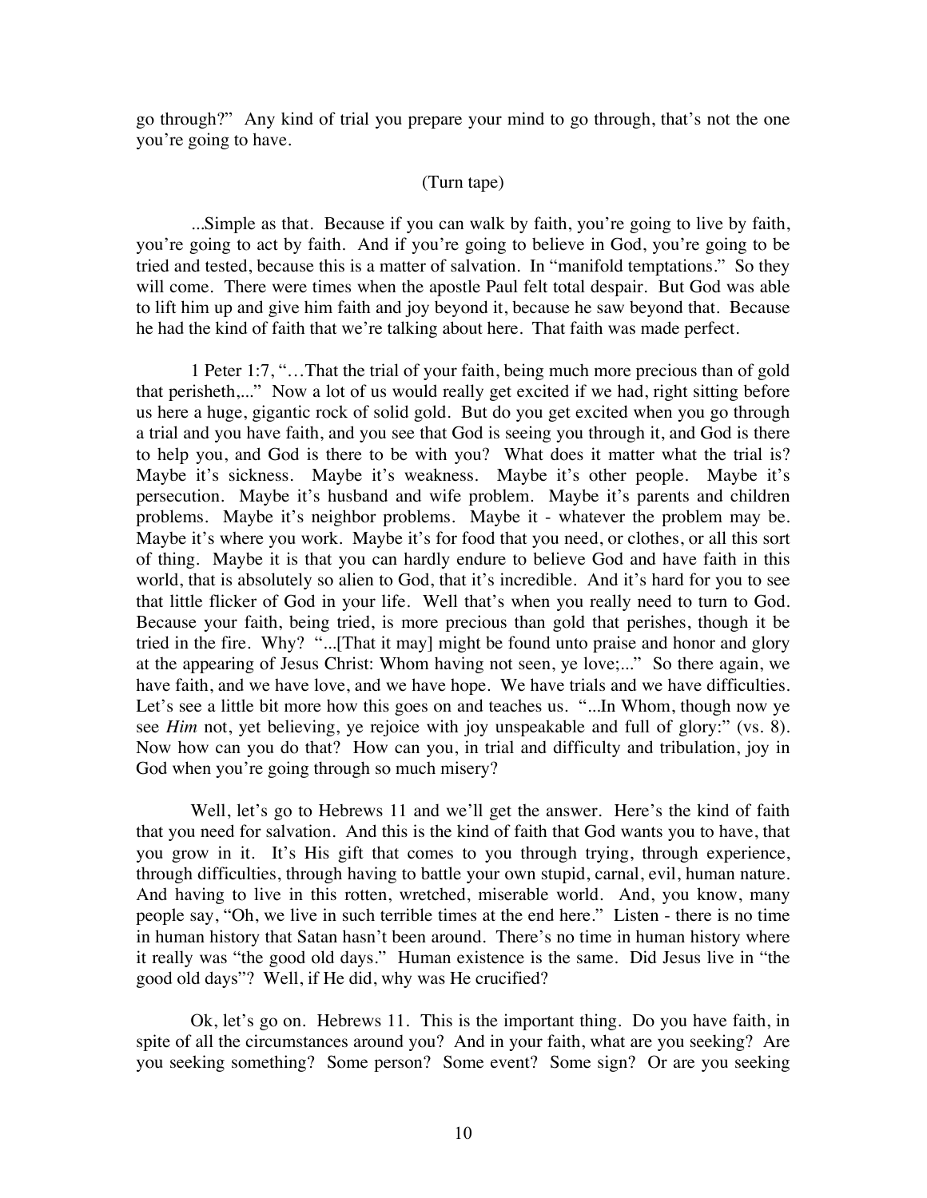go through?" Any kind of trial you prepare your mind to go through, that's not the one you're going to have.

(Turn tape)

...Simple as that. Because if you can walk by faith, you're going to live by faith, you're going to act by faith. And if you're going to believe in God, you're going to be tried and tested, because this is a matter of salvation. In "manifold temptations." So they will come. There were times when the apostle Paul felt total despair. But God was able to lift him up and give him faith and joy beyond it, because he saw beyond that. Because he had the kind of faith that we're talking about here. That faith was made perfect.

1 Peter 1:7, "…That the trial of your faith, being much more precious than of gold that perisheth,..." Now a lot of us would really get excited if we had, right sitting before us here a huge, gigantic rock of solid gold. But do you get excited when you go through a trial and you have faith, and you see that God is seeing you through it, and God is there to help you, and God is there to be with you? What does it matter what the trial is? Maybe it's sickness. Maybe it's weakness. Maybe it's other people. Maybe it's persecution. Maybe it's husband and wife problem. Maybe it's parents and children problems. Maybe it's neighbor problems. Maybe it - whatever the problem may be. Maybe it's where you work. Maybe it's for food that you need, or clothes, or all this sort of thing. Maybe it is that you can hardly endure to believe God and have faith in this world, that is absolutely so alien to God, that it's incredible. And it's hard for you to see that little flicker of God in your life. Well that's when you really need to turn to God. Because your faith, being tried, is more precious than gold that perishes, though it be tried in the fire. Why? "...[That it may] might be found unto praise and honor and glory at the appearing of Jesus Christ: Whom having not seen, ye love;..." So there again, we have faith, and we have love, and we have hope. We have trials and we have difficulties. Let's see a little bit more how this goes on and teaches us. "...In Whom, though now ye see *Him* not, yet believing, ye rejoice with joy unspeakable and full of glory:" (vs. 8). Now how can you do that? How can you, in trial and difficulty and tribulation, joy in God when you're going through so much misery?

Well, let's go to Hebrews 11 and we'll get the answer. Here's the kind of faith that you need for salvation. And this is the kind of faith that God wants you to have, that you grow in it. It's His gift that comes to you through trying, through experience, through difficulties, through having to battle your own stupid, carnal, evil, human nature. And having to live in this rotten, wretched, miserable world. And, you know, many people say, "Oh, we live in such terrible times at the end here." Listen - there is no time in human history that Satan hasn't been around. There's no time in human history where it really was "the good old days." Human existence is the same. Did Jesus live in "the good old days"? Well, if He did, why was He crucified?

Ok, let's go on. Hebrews 11. This is the important thing. Do you have faith, in spite of all the circumstances around you? And in your faith, what are you seeking? Are you seeking something? Some person? Some event? Some sign? Or are you seeking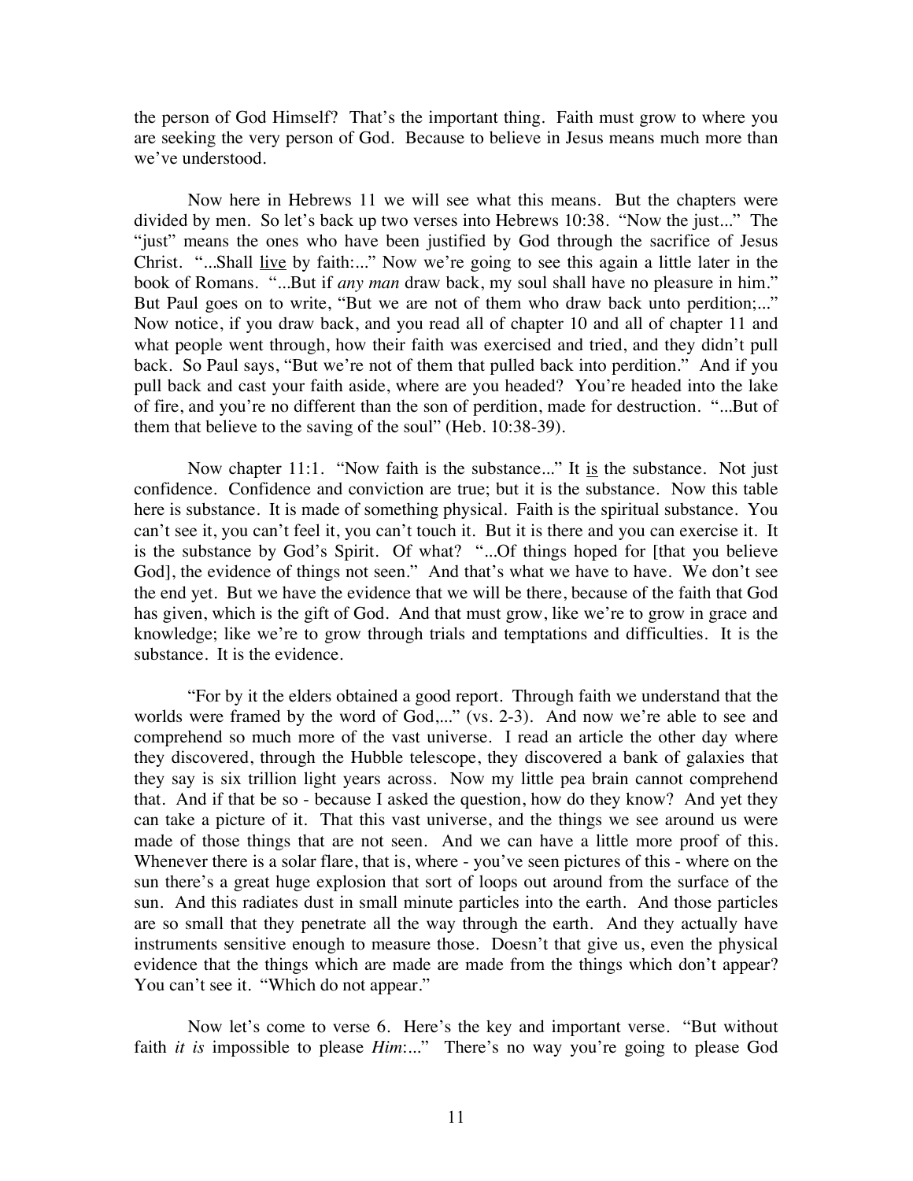the person of God Himself? That's the important thing. Faith must grow to where you are seeking the very person of God. Because to believe in Jesus means much more than we've understood.

Now here in Hebrews 11 we will see what this means. But the chapters were divided by men. So let's back up two verses into Hebrews 10:38. "Now the just..." The "just" means the ones who have been justified by God through the sacrifice of Jesus Christ. "...Shall <u>live</u> by faith:..." Now we're going to see this again a little later in the book of Romans. "...But if *any man* draw back, my soul shall have no pleasure in him." But Paul goes on to write, "But we are not of them who draw back unto perdition;..." Now notice, if you draw back, and you read all of chapter 10 and all of chapter 11 and what people went through, how their faith was exercised and tried, and they didn't pull back. So Paul says, "But we're not of them that pulled back into perdition." And if you pull back and cast your faith aside, where are you headed? You're headed into the lake of fire, and you're no different than the son of perdition, made for destruction. "...But of them that believe to the saving of the soul" (Heb. 10:38-39).

Now chapter 11:1. "Now faith is the substance..." It <u>is</u> the substance. Not just confidence. Confidence and conviction are true; but it is the substance. Now this table here is substance. It is made of something physical. Faith is the spiritual substance. You can't see it, you can't feel it, you can't touch it. But it is there and you can exercise it. It is the substance by God's Spirit. Of what? "...Of things hoped for [that you believe God], the evidence of things not seen." And that's what we have to have. We don't see the end yet. But we have the evidence that we will be there, because of the faith that God has given, which is the gift of God. And that must grow, like we're to grow in grace and knowledge; like we're to grow through trials and temptations and difficulties. It is the substance. It is the evidence.

"For by it the elders obtained a good report. Through faith we understand that the worlds were framed by the word of God,..." (vs. 2-3). And now we're able to see and comprehend so much more of the vast universe. I read an article the other day where they discovered, through the Hubble telescope, they discovered a bank of galaxies that they say is six trillion light years across. Now my little pea brain cannot comprehend that. And if that be so - because I asked the question, how do they know? And yet they can take a picture of it. That this vast universe, and the things we see around us were made of those things that are not seen. And we can have a little more proof of this. Whenever there is a solar flare, that is, where - you've seen pictures of this - where on the sun there's a great huge explosion that sort of loops out around from the surface of the sun. And this radiates dust in small minute particles into the earth. And those particles are so small that they penetrate all the way through the earth. And they actually have instruments sensitive enough to measure those. Doesn't that give us, even the physical evidence that the things which are made are made from the things which don't appear? You can't see it. "Which do not appear."

Now let's come to verse 6. Here's the key and important verse. "But without faith *it is* impossible to please *Him*:..." There's no way you're going to please God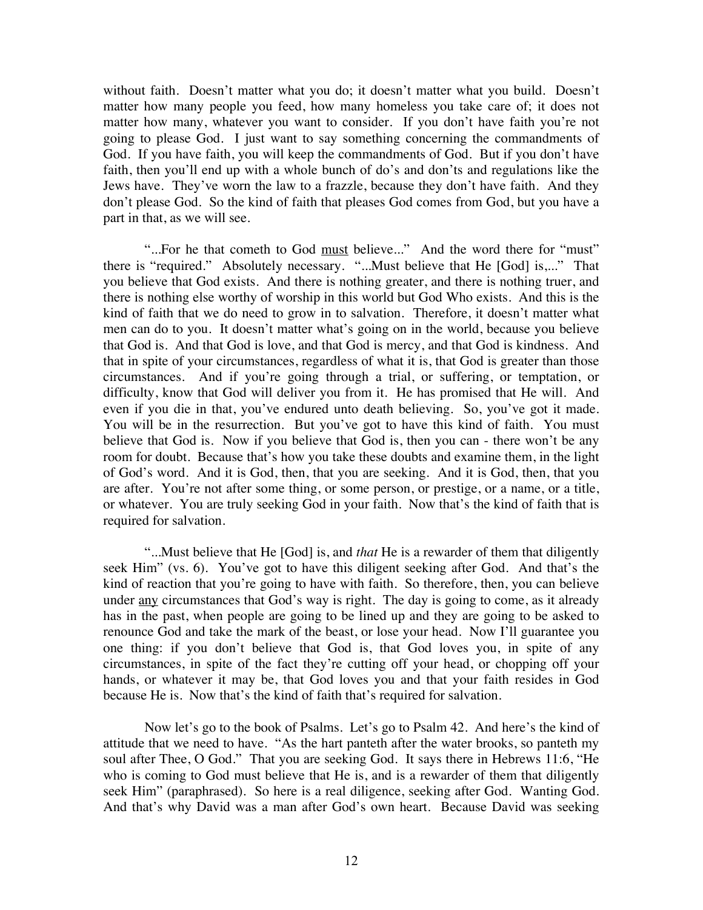without faith. Doesn't matter what you do; it doesn't matter what you build. Doesn't matter how many people you feed, how many homeless you take care of; it does not matter how many, whatever you want to consider. If you don't have faith you're not going to please God. I just want to say something concerning the commandments of God. If you have faith, you will keep the commandments of God. But if you don't have faith, then you'll end up with a whole bunch of do's and don'ts and regulations like the Jews have. They've worn the law to a frazzle, because they don't have faith. And they don't please God. So the kind of faith that pleases God comes from God, but you have a part in that, as we will see.

"...For he that cometh to God <u>must</u> believe..." And the word there for "must" there is "required." Absolutely necessary. "...Must believe that He [God] is,..." That you believe that God exists. And there is nothing greater, and there is nothing truer, and there is nothing else worthy of worship in this world but God Who exists. And this is the kind of faith that we do need to grow in to salvation. Therefore, it doesn't matter what men can do to you. It doesn't matter what's going on in the world, because you believe that God is. And that God is love, and that God is mercy, and that God is kindness. And that in spite of your circumstances, regardless of what it is, that God is greater than those circumstances. And if you're going through a trial, or suffering, or temptation, or difficulty, know that God will deliver you from it. He has promised that He will. And even if you die in that, you've endured unto death believing. So, you've got it made. You will be in the resurrection. But you've got to have this kind of faith. You must believe that God is. Now if you believe that God is, then you can - there won't be any room for doubt. Because that's how you take these doubts and examine them, in the light of God's word. And it is God, then, that you are seeking. And it is God, then, that you are after. You're not after some thing, or some person, or prestige, or a name, or a title, or whatever. You are truly seeking God in your faith. Now that's the kind of faith that is required for salvation.

"...Must believe that He [God] is, and *that* He is a rewarder of them that diligently seek Him" (vs. 6). You've got to have this diligent seeking after God. And that's the kind of reaction that you're going to have with faith. So therefore, then, you can believe under <u>any</u> circumstances that God's way is right. The day is going to come, as it already has in the past, when people are going to be lined up and they are going to be asked to renounce God and take the mark of the beast, or lose your head. Now I'll guarantee you one thing: if you don't believe that God is, that God loves you, in spite of any circumstances, in spite of the fact they're cutting off your head, or chopping off your hands, or whatever it may be, that God loves you and that your faith resides in God because He is. Now that's the kind of faith that's required for salvation.

Now let's go to the book of Psalms. Let's go to Psalm 42. And here's the kind of attitude that we need to have. "As the hart panteth after the water brooks, so panteth my soul after Thee, O God." That you are seeking God. It says there in Hebrews 11:6, "He who is coming to God must believe that He is, and is a rewarder of them that diligently seek Him" (paraphrased). So here is a real diligence, seeking after God. Wanting God. And that's why David was a man after God's own heart. Because David was seeking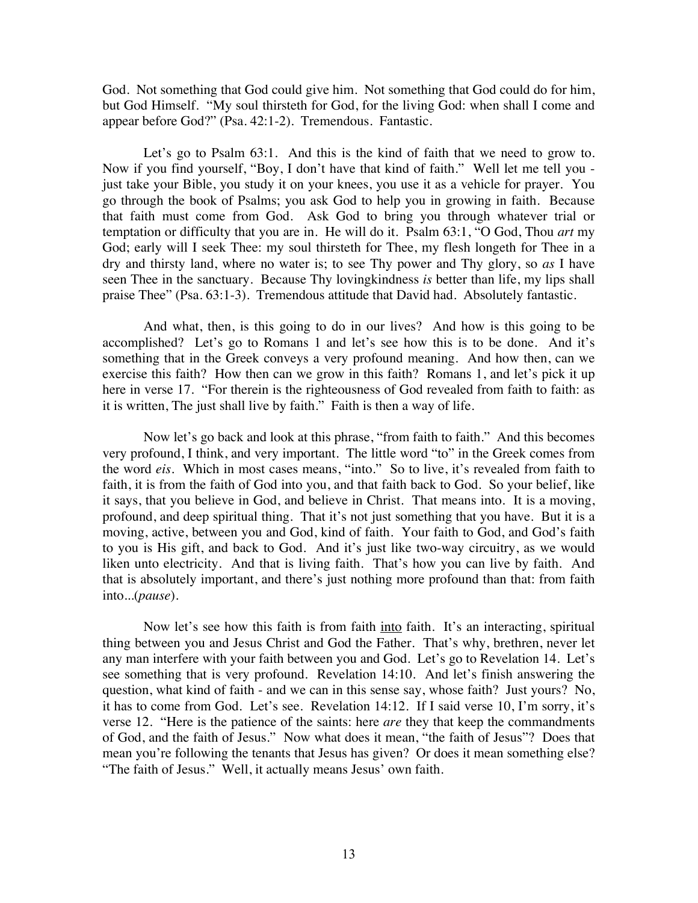God. Not something that God could give him. Not something that God could do for him, but God Himself. "My soul thirsteth for God, for the living God: when shall I come and appear before God?" (Psa. 42:1-2). Tremendous. Fantastic.

Let's go to Psalm 63:1. And this is the kind of faith that we need to grow to. Now if you find yourself, "Boy, I don't have that kind of faith." Well let me tell you - just take your Bible, you study it on your knees, you use it as a vehicle for prayer. You go through the book of Psalms; you ask God to help you in growing in faith. Because that faith must come from God. Ask God to bring you through whatever trial or temptation or difficulty that you are in. He will do it. Psalm 63:1, "O God, Thou *art* my God; early will I seek Thee: my soul thirsteth for Thee, my flesh longeth for Thee in a dry and thirsty land, where no water is; to see Thy power and Thy glory, so *as* I have seen Thee in the sanctuary. Because Thy lovingkindness *is* better than life, my lips shall praise Thee" (Psa. 63:1-3). Tremendous attitude that David had. Absolutely fantastic.

And what, then, is this going to do in our lives? And how is this going to be accomplished? Let's go to Romans 1 and let's see how this is to be done. And it's something that in the Greek conveys a very profound meaning. And how then, can we exercise this faith? How then can we grow in this faith? Romans 1, and let's pick it up here in verse 17. "For therein is the righteousness of God revealed from faith to faith: as it is written, The just shall live by faith." Faith is then a way of life.

Now let's go back and look at this phrase, "from faith to faith." And this becomes very profound, I think, and very important. The little word "to" in the Greek comes from the word *eis*. Which in most cases means, "into." So to live, it's revealed from faith to faith, it is from the faith of God into you, and that faith back to God. So your belief, like it says, that you believe in God, and believe in Christ. That means into. It is a moving, profound, and deep spiritual thing. That it's not just something that you have. But it is a moving, active, between you and God, kind of faith. Your faith to God, and God's faith to you is His gift, and back to God. And it's just like two-way circuitry, as we would liken unto electricity. And that is living faith. That's how you can live by faith. And that is absolutely important, and there's just nothing more profound than that: from faith into...(*pause*).

Now let's see how this faith is from faith <u>into</u> faith. It's an interacting, spiritual thing between you and Jesus Christ and God the Father. That's why, brethren, never let any man interfere with your faith between you and God. Let's go to Revelation 14. Let's see something that is very profound. Revelation 14:10. And let's finish answering the question, what kind of faith - and we can in this sense say, whose faith? Just yours? No, it has to come from God. Let's see. Revelation 14:12. If I said verse 10, I'm sorry, it's verse 12. "Here is the patience of the saints: here *are* they that keep the commandments of God, and the faith of Jesus." Now what does it mean, "the faith of Jesus"? Does that mean you're following the tenants that Jesus has given? Or does it mean something else? "The faith of Jesus." Well, it actually means Jesus' own faith.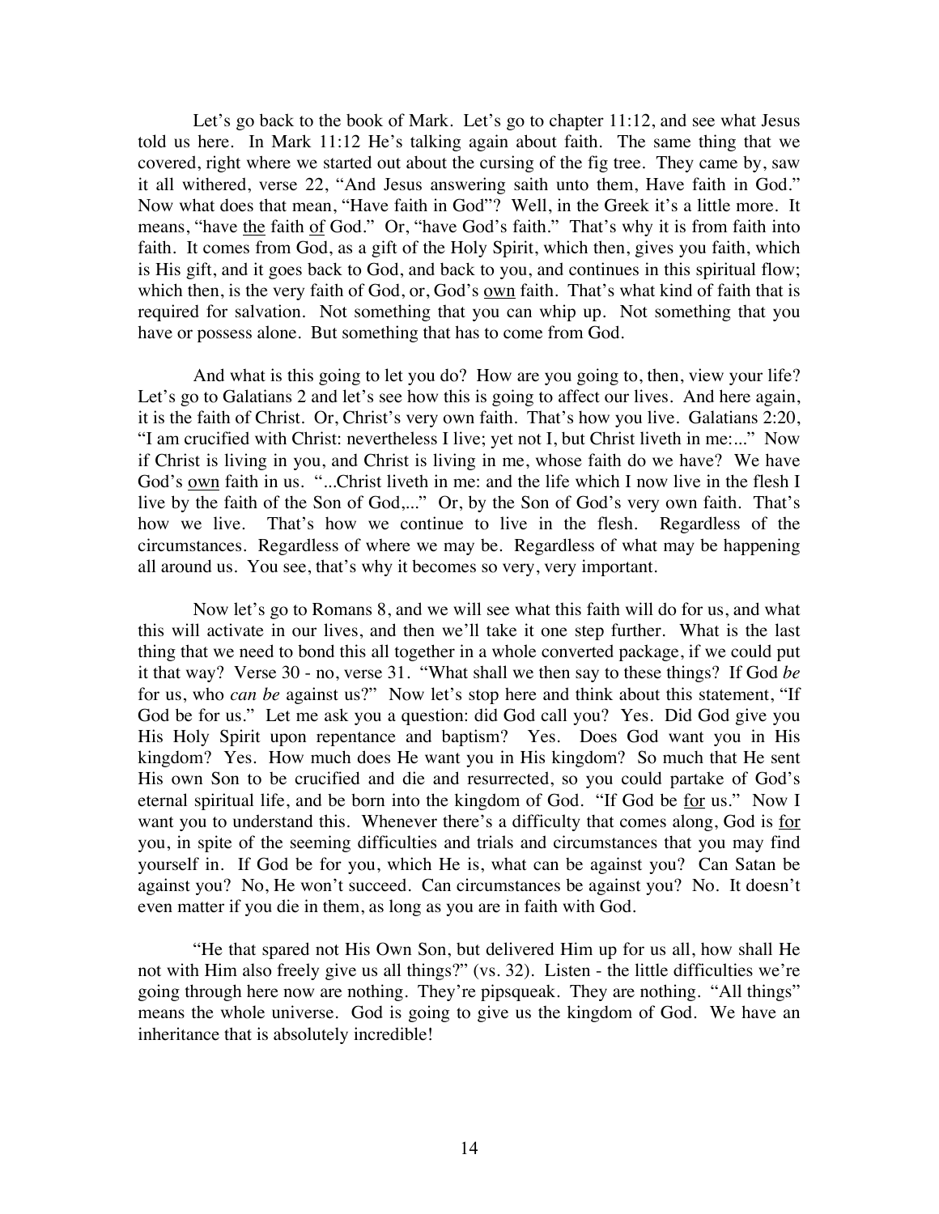Let's go back to the book of Mark. Let's go to chapter 11:12, and see what Jesus told us here. In Mark 11:12 He's talking again about faith. The same thing that we covered, right where we started out about the cursing of the fig tree. They came by, saw it all withered, verse 22, "And Jesus answering saith unto them, Have faith in God." Now what does that mean, "Have faith in God"? Well, in the Greek it's a little more. It means, "have <u>the</u> faith <u>of</u> God." Or, "have God's faith." That's why it is from faith into faith. It comes from God, as a gift of the Holy Spirit, which then, gives you faith, which is His gift, and it goes back to God, and back to you, and continues in this spiritual flow; which then, is the very faith of God, or, God's <u>own</u> faith. That's what kind of faith that is required for salvation. Not something that you can whip up. Not something that you have or possess alone. But something that has to come from God.

And what is this going to let you do? How are you going to, then, view your life? Let's go to Galatians 2 and let's see how this is going to affect our lives. And here again, it is the faith of Christ. Or, Christ's very own faith. That's how you live. Galatians 2:20, "I am crucified with Christ: nevertheless I live; yet not I, but Christ liveth in me:..." Now if Christ is living in you, and Christ is living in me, whose faith do we have? We have God's <u>own</u> faith in us. "...Christ liveth in me: and the life which I now live in the flesh I live by the faith of the Son of God,..." Or, by the Son of God's very own faith. That's how we live. That's how we continue to live in the flesh. Regardless of the circumstances. Regardless of where we may be. Regardless of what may be happening all around us. You see, that's why it becomes so very, very important.

Now let's go to Romans 8, and we will see what this faith will do for us, and what this will activate in our lives, and then we'll take it one step further. What is the last thing that we need to bond this all together in a whole converted package, if we could put it that way? Verse 30 - no, verse 31. "What shall we then say to these things? If God *be* for us, who *can be* against us?" Now let's stop here and think about this statement, "If God be for us." Let me ask you a question: did God call you? Yes. Did God give you His Holy Spirit upon repentance and baptism? Yes. Does God want you in His kingdom? Yes. How much does He want you in His kingdom? So much that He sent His own Son to be crucified and die and resurrected, so you could partake of God's eternal spiritual life, and be born into the kingdom of God. "If God be <u>for</u> us." Now I want you to understand this. Whenever there's a difficulty that comes along, God is <u>for</u> you, in spite of the seeming difficulties and trials and circumstances that you may find yourself in. If God be for you, which He is, what can be against you? Can Satan be against you? No, He won't succeed. Can circumstances be against you? No. It doesn't even matter if you die in them, as long as you are in faith with God.

"He that spared not His Own Son, but delivered Him up for us all, how shall He not with Him also freely give us all things?" (vs. 32). Listen - the little difficulties we're going through here now are nothing. They're pipsqueak. They are nothing. "All things" means the whole universe. God is going to give us the kingdom of God. We have an inheritance that is absolutely incredible!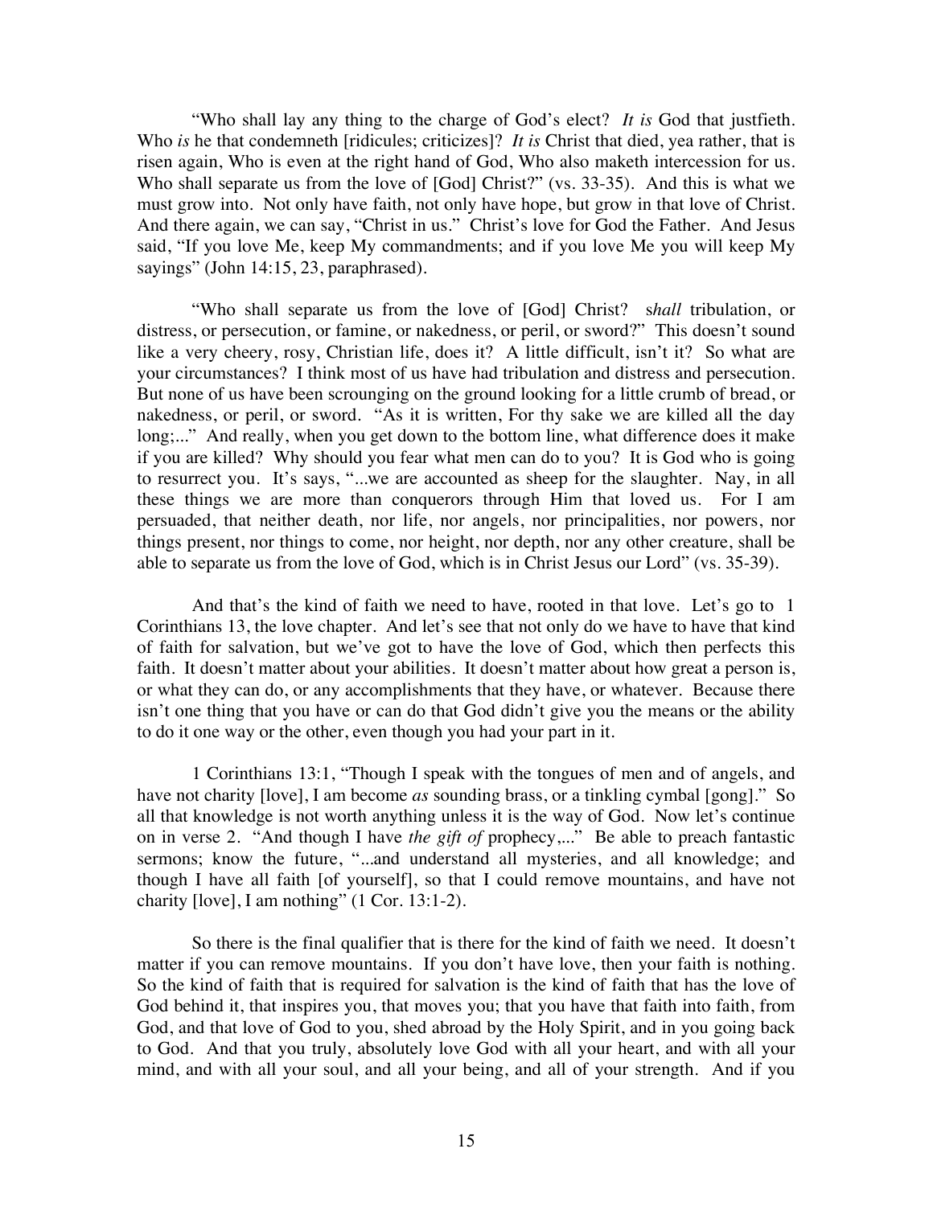"Who shall lay any thing to the charge of God's elect? *It is* God that justfieth. Who *is* he that condemneth [ridicules; criticizes]? *It is* Christ that died, yea rather, that is risen again, Who is even at the right hand of God, Who also maketh intercession for us. Who shall separate us from the love of [God] Christ?" (vs. 33-35). And this is what we must grow into. Not only have faith, not only have hope, but grow in that love of Christ. And there again, we can say, "Christ in us." Christ's love for God the Father. And Jesus said, "If you love Me, keep My commandments; and if you love Me you will keep My sayings" (John 14:15, 23, paraphrased).

"Who shall separate us from the love of [God] Christ? s*hall* tribulation, or distress, or persecution, or famine, or nakedness, or peril, or sword?" This doesn't sound like a very cheery, rosy, Christian life, does it? A little difficult, isn't it? So what are your circumstances? I think most of us have had tribulation and distress and persecution. But none of us have been scrounging on the ground looking for a little crumb of bread, or nakedness, or peril, or sword. "As it is written, For thy sake we are killed all the day long;..." And really, when you get down to the bottom line, what difference does it make if you are killed? Why should you fear what men can do to you? It is God who is going to resurrect you. It's says, "...we are accounted as sheep for the slaughter. Nay, in all these things we are more than conquerors through Him that loved us. For I am persuaded, that neither death, nor life, nor angels, nor principalities, nor powers, nor things present, nor things to come, nor height, nor depth, nor any other creature, shall be able to separate us from the love of God, which is in Christ Jesus our Lord" (vs. 35-39).

And that's the kind of faith we need to have, rooted in that love. Let's go to 1 Corinthians 13, the love chapter. And let's see that not only do we have to have that kind of faith for salvation, but we've got to have the love of God, which then perfects this faith. It doesn't matter about your abilities. It doesn't matter about how great a person is, or what they can do, or any accomplishments that they have, or whatever. Because there isn't one thing that you have or can do that God didn't give you the means or the ability to do it one way or the other, even though you had your part in it.

1 Corinthians 13:1, "Though I speak with the tongues of men and of angels, and have not charity [love], I am become *as* sounding brass, or a tinkling cymbal [gong]." So all that knowledge is not worth anything unless it is the way of God. Now let's continue on in verse 2. "And though I have *the gift of* prophecy,..." Be able to preach fantastic sermons; know the future, "...and understand all mysteries, and all knowledge; and though I have all faith [of yourself], so that I could remove mountains, and have not charity [love], I am nothing" (1 Cor. 13:1-2).

So there is the final qualifier that is there for the kind of faith we need. It doesn't matter if you can remove mountains. If you don't have love, then your faith is nothing. So the kind of faith that is required for salvation is the kind of faith that has the love of God behind it, that inspires you, that moves you; that you have that faith into faith, from God, and that love of God to you, shed abroad by the Holy Spirit, and in you going back to God. And that you truly, absolutely love God with all your heart, and with all your mind, and with all your soul, and all your being, and all of your strength. And if you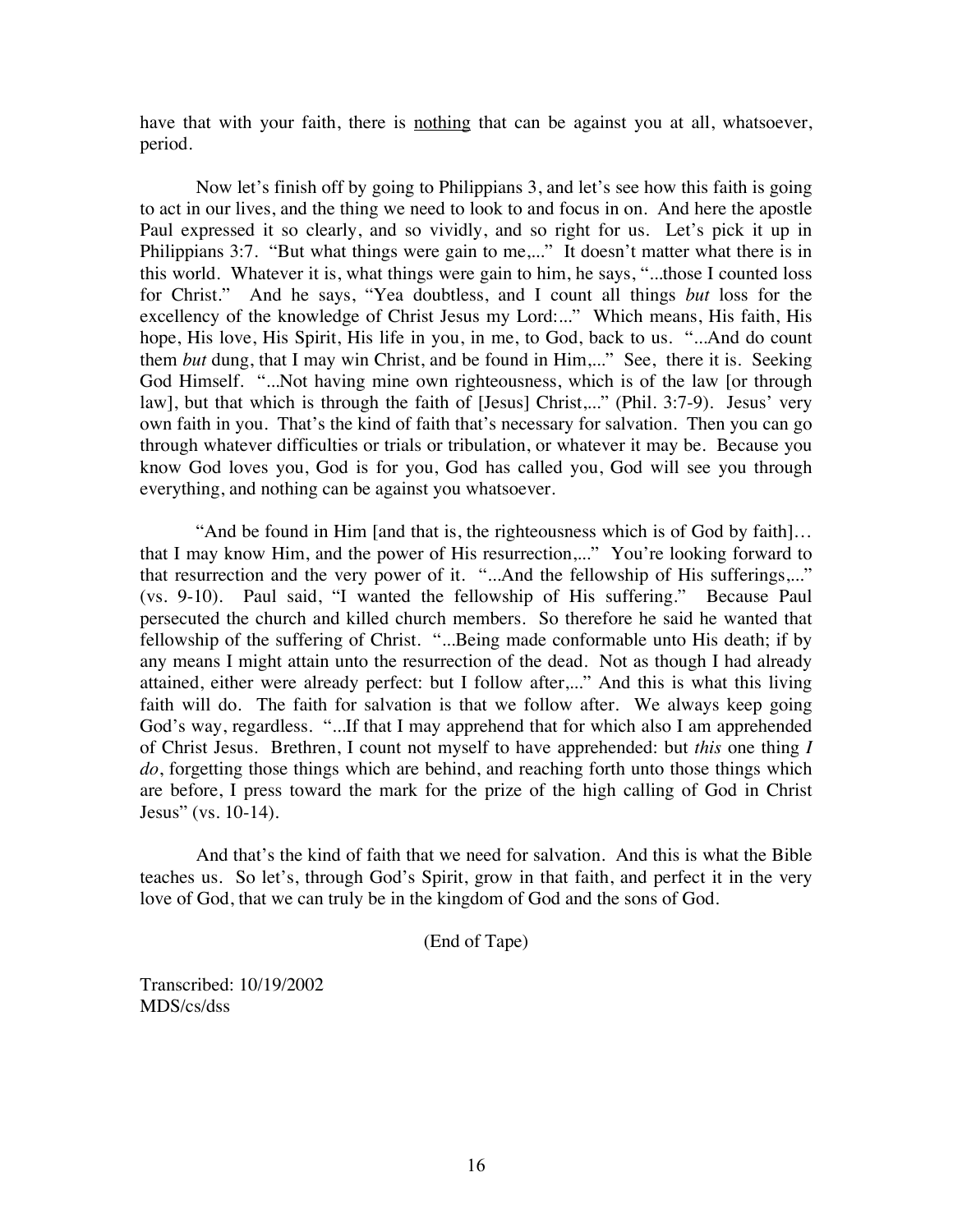have that with your faith, there is <u>nothing</u> that can be against you at all, whatsoever, period.

Now let's finish off by going to Philippians 3, and let's see how this faith is going to act in our lives, and the thing we need to look to and focus in on. And here the apostle Paul expressed it so clearly, and so vividly, and so right for us. Let's pick it up in Philippians 3:7. "But what things were gain to me,..." It doesn't matter what there is in this world. Whatever it is, what things were gain to him, he says, "...those I counted loss for Christ." And he says, "Yea doubtless, and I count all things *but* loss for the excellency of the knowledge of Christ Jesus my Lord:..." Which means, His faith, His hope, His love, His Spirit, His life in you, in me, to God, back to us. "...And do count them *but* dung, that I may win Christ, and be found in Him,..." See, there it is. Seeking God Himself. "...Not having mine own righteousness, which is of the law [or through law], but that which is through the faith of [Jesus] Christ,..." (Phil. 3:7-9). Jesus' very own faith in you. That's the kind of faith that's necessary for salvation. Then you can go through whatever difficulties or trials or tribulation, or whatever it may be. Because you know God loves you, God is for you, God has called you, God will see you through everything, and nothing can be against you whatsoever.

"And be found in Him [and that is, the righteousness which is of God by faith]… that I may know Him, and the power of His resurrection,..." You're looking forward to that resurrection and the very power of it. "...And the fellowship of His sufferings,..." (vs. 9-10). Paul said, "I wanted the fellowship of His suffering." Because Paul persecuted the church and killed church members. So therefore he said he wanted that fellowship of the suffering of Christ. "...Being made conformable unto His death; if by any means I might attain unto the resurrection of the dead. Not as though I had already attained, either were already perfect: but I follow after,..." And this is what this living faith will do. The faith for salvation is that we follow after. We always keep going God's way, regardless. "...If that I may apprehend that for which also I am apprehended of Christ Jesus. Brethren, I count not myself to have apprehended: but *this* one thing *I do*, forgetting those things which are behind, and reaching forth unto those things which are before, I press toward the mark for the prize of the high calling of God in Christ Jesus" (vs. 10-14).

And that's the kind of faith that we need for salvation. And this is what the Bible teaches us. So let's, through God's Spirit, grow in that faith, and perfect it in the very love of God, that we can truly be in the kingdom of God and the sons of God.

(End of Tape)

Transcribed: 10/19/2002
MDS/cs/dss